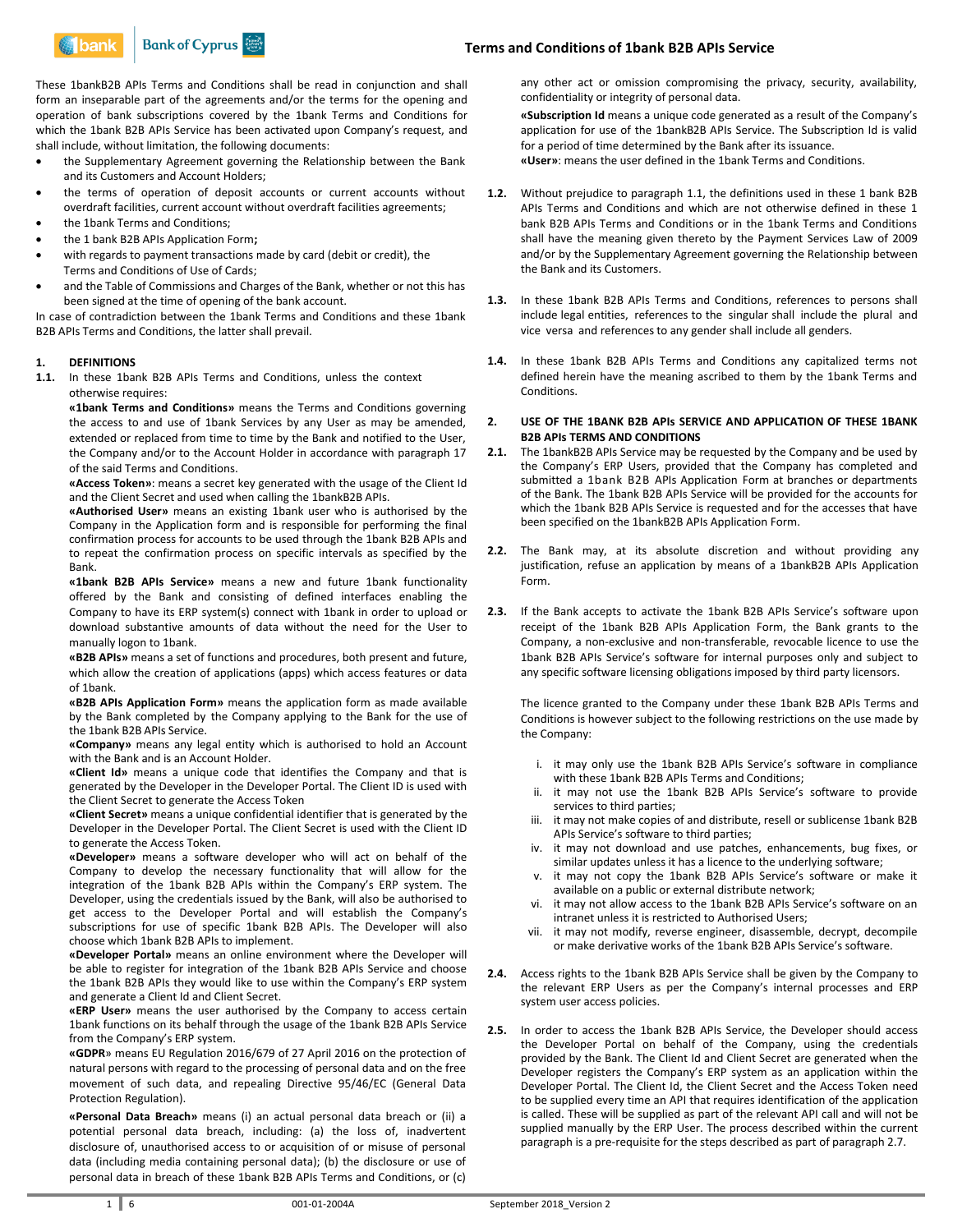# Terms and Conditions of 1bank B2B APIs Service

These 1bankB2B APIs Terms and Conditions shall be read in conjunction and shall form an inseparable part of the agreements and/or the terms for the opening and operation of bank subscriptions covered by the 1bank Terms and Conditions for which the 1bank B2B APIs Service has been activated upon Company's request, and shall include, without limitation, the following documents:

- the Supplementary Agreement governing the Relationship between the Bank and its Customers and Account Holders;
- the terms of operation of deposit accounts or current accounts without overdraft facilities, current account without overdraft facilities agreements;
- the 1bank Terms and Conditions;
- the 1 bank B2B APIs Application Form**;**
- with regards to payment transactions made by card (debit or credit), the Terms and Conditions of Use of Cards;
- and the Table of Commissions and Charges of the Bank, whether or not this has been signed at the time of opening of the bank account.

In case of contradiction between the 1bank Terms and Conditions and these 1bank B2B APIs Terms and Conditions, the latter shall prevail.

## 1. DEFINITIONS

**1.1.** In these 1bank B2B APIs Terms and Conditions, unless the context otherwise requires:

**«1bank Terms and Conditions»** means the Terms and Conditions governing the access to and use of 1bank Services by any User as may be amended, extended or replaced from time to time by the Bank and notified to the User, the Company and/or to the Account Holder in accordance with paragraph 17 of the said Terms and Conditions.

**«Access Token»**: means a secret key generated with the usage of the Client Id and the Client Secret and used when calling the 1bankB2B APIs.

**«Authorised User»** means an existing 1bank user who is authorised by the Company in the Application form and is responsible for performing the final confirmation process for accounts to be used through the 1bank B2B APIs and to repeat the confirmation process on specific intervals as specified by the Bank.

**«1bank B2B APIs Service»** means a new and future 1bank functionality offered by the Bank and consisting of defined interfaces enabling the Company to have its ERP system(s) connect with 1bank in order to upload or download substantive amounts of data without the need for the User to manually logon to 1bank.

**«B2B APIs»** means a set of functions and procedures, both present and future, which allow the creation of applications (apps) which access features or data of 1bank.

**«B2B APIs Application Form»** means the application form as made available by the Bank completed by the Company applying to the Bank for the use of the 1bank B2B APIs Service.

**«Company»** means any legal entity which is authorised to hold an Account with the Bank and is an Account Holder.

**«Client Id»** means a unique code that identifies the Company and that is generated by the Developer in the Developer Portal. The Client ID is used with the Client Secret to generate the Access Token

**«Client Secret»** means a unique confidential identifier that is generated by the Developer in the Developer Portal. The Client Secret is used with the Client ID to generate the Access Token.

**«Developer»** means a software developer who will act on behalf of the Company to develop the necessary functionality that will allow for the integration of the 1bank B2B APIs within the Company's ERP system. The Developer, using the credentials issued by the Bank, will also be authorised to get access to the Developer Portal and will establish the Company's subscriptions for use of specific 1bank B2B APIs. The Developer will also choose which 1bank B2B APIs to implement.

**«Developer Portal»** means an online environment where the Developer will be able to register for integration of the 1bank B2B APIs Service and choose the 1bank B2B APIs they would like to use within the Company's ERP system and generate a Client Id and Client Secret.

**«ERP User»** means the user authorised by the Company to access certain 1bank functions on its behalf through the usage of the 1bank B2B APIs Service from the Company's ERP system.

**«GDPR»** means EU Regulation 2016/679 of 27 April 2016 on the protection of natural persons with regard to the processing of personal data and on the free movement of such data, and repealing Directive 95/46/EC (General Data Protection Regulation).

**«Personal Data Breach»** means (i) an actual personal data breach or (ii) a potential personal data breach, including: (a) the loss of, inadvertent disclosure of, unauthorised access to or acquisition of or misuse of personal data (including media containing personal data); (b) the disclosure or use of personal data in breach of these 1bank B2B APIs Terms and Conditions, or (c) any other act or omission compromising the privacy, security, availability, confidentiality or integrity of personal data.

**«Subscription Id** means a unique code generated as a result of the Company's application for use of the 1bankB2B APIs Service. The Subscription Id is valid for a period of time determined by the Bank after its issuance.

**«User»**: means the user defined in the 1bank Terms and Conditions.

**1.2.** Without prejudice to paragraph 1.1, the definitions used in these 1 bank B2B APIs Terms and Conditions and which are not otherwise defined in these 1 bank B2B APIs Terms and Conditions or in the 1bank Terms and Conditions shall have the meaning given thereto by the Payment Services Law of 2009 and/or by the Supplementary Agreement governing the Relationship between the Bank and its Customers.

**1.3.** In these 1bank B2B APIs Terms and Conditions, references to persons shall include legal entities, references to the singular shall include the plural and vice versa and references to any gender shall include all genders.

**1.4.** In these 1bank B2B APIs Terms and Conditions any capitalized terms not defined herein have the meaning ascribed to them by the 1bank Terms and Conditions.

## 2. USE OF THE 1BANK B2B APIs SERVICE AND APPLICATION OF THESE 1BANK B2B APIs TERMS AND CONDITIONS

**2.1.** The 1bankB2B APIs Service may be requested by the Company and be used by the Company's ERP Users, provided that the Company has completed and submitted a 1bank B2B APIs Application Form at branches or departments of the Bank. The 1bank B2B APIs Service will be provided for the accounts for which the 1bank B2B APIs Service is requested and for the accesses that have been specified on the 1bankB2B APIs Application Form.

**2.2.** The Bank may, at its absolute discretion and without providing any justification, refuse an application by means of a 1bankB2B APIs Application Form.

**2.3.** If the Bank accepts to activate the 1bank B2B APIs Service's software upon receipt of the 1bank B2B APIs Application Form, the Bank grants to the Company, a non-exclusive and non-transferable, revocable licence to use the 1bank B2B APIs Service's software for internal purposes only and subject to any specific software licensing obligations imposed by third party licensors.

The licence granted to the Company under these 1bank B2B APIs Terms and Conditions is however subject to the following restrictions on the use made by the Company:

i. it may only use the 1bank B2B APIs Service's software in compliance with these 1bank B2B APIs Terms and Conditions;
ii. it may not use the 1bank B2B APIs Service's software to provide services to third parties;
iii. it may not make copies of and distribute, resell or sublicense 1bank B2B APIs Service's software to third parties;
iv. it may not download and use patches, enhancements, bug fixes, or similar updates unless it has a licence to the underlying software;
v. it may not copy the 1bank B2B APIs Service's software or make it available on a public or external distribute network;
vi. it may not allow access to the 1bank B2B APIs Service's software on an intranet unless it is restricted to Authorised Users;
vii. it may not modify, reverse engineer, disassemble, decrypt, decompile or make derivative works of the 1bank B2B APIs Service's software.

**2.4.** Access rights to the 1bank B2B APIs Service shall be given by the Company to the relevant ERP Users as per the Company's internal processes and ERP system user access policies.

**2.5.** In order to access the 1bank B2B APIs Service, the Developer should access the Developer Portal on behalf of the Company, using the credentials provided by the Bank. The Client Id and Client Secret are generated when the Developer registers the Company's ERP system as an application within the Developer Portal. The Client Id, the Client Secret and the Access Token need to be supplied every time an API that requires identification of the application is called. These will be supplied as part of the relevant API call and will not be supplied manually by the ERP User. The process described within the current paragraph is a pre-requisite for the steps described as part of paragraph 2.7.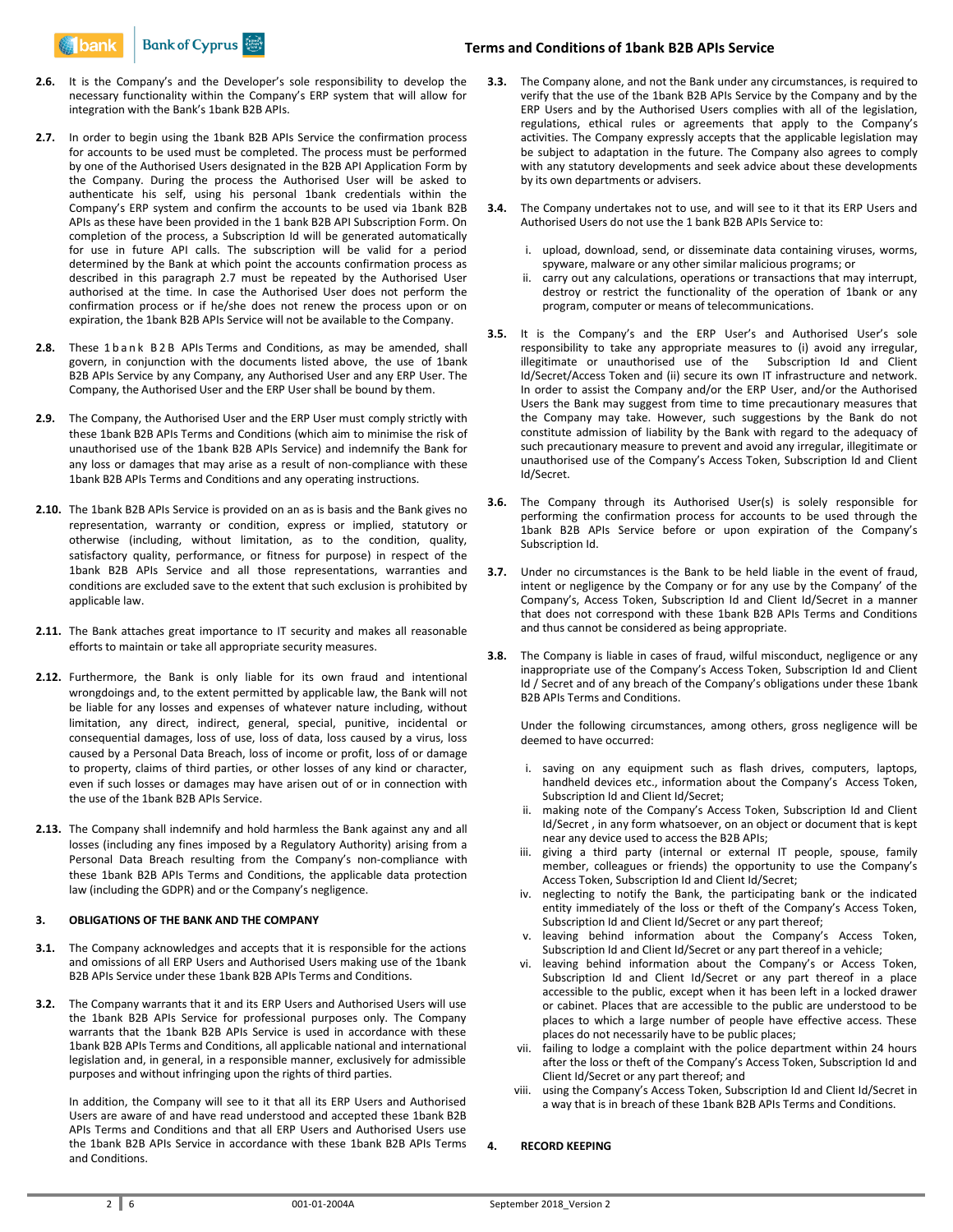**2.6.** It is the Company's and the Developer's sole responsibility to develop the necessary functionality within the Company's ERP system that will allow for integration with the Bank's 1bank B2B APIs.

**2.7.** In order to begin using the 1bank B2B APIs Service the confirmation process for accounts to be used must be completed. The process must be performed by one of the Authorised Users designated in the B2B API Application Form by the Company. During the process the Authorised User will be asked to authenticate his self, using his personal 1bank credentials within the Company's ERP system and confirm the accounts to be used via 1bank B2B APIs as these have been provided in the 1 bank B2B API Subscription Form. On completion of the process, a Subscription Id will be generated automatically for use in future API calls. The subscription will be valid for a period determined by the Bank at which point the accounts confirmation process as described in this paragraph 2.7 must be repeated by the Authorised User authorised at the time. In case the Authorised User does not perform the confirmation process or if he/she does not renew the process upon or on expiration, the 1bank B2B APIs Service will not be available to the Company.

**2.8.** These 1bank B2B APIs Terms and Conditions, as may be amended, shall govern, in conjunction with the documents listed above, the use of 1bank B2B APIs Service by any Company, any Authorised User and any ERP User. The Company, the Authorised User and the ERP User shall be bound by them.

**2.9.** The Company, the Authorised User and the ERP User must comply strictly with these 1bank B2B APIs Terms and Conditions (which aim to minimise the risk of unauthorised use of the 1bank B2B APIs Service) and indemnify the Bank for any loss or damages that may arise as a result of non-compliance with these 1bank B2B APIs Terms and Conditions and any operating instructions.

**2.10.** The 1bank B2B APIs Service is provided on an as is basis and the Bank gives no representation, warranty or condition, express or implied, statutory or otherwise (including, without limitation, as to the condition, quality, satisfactory quality, performance, or fitness for purpose) in respect of the 1bank B2B APIs Service and all those representations, warranties and conditions are excluded save to the extent that such exclusion is prohibited by applicable law.

**2.11.** The Bank attaches great importance to IT security and makes all reasonable efforts to maintain or take all appropriate security measures.

**2.12.** Furthermore, the Bank is only liable for its own fraud and intentional wrongdoings and, to the extent permitted by applicable law, the Bank will not be liable for any losses and expenses of whatever nature including, without limitation, any direct, indirect, general, special, punitive, incidental or consequential damages, loss of use, loss of data, loss caused by a virus, loss caused by a Personal Data Breach, loss of income or profit, loss of or damage to property, claims of third parties, or other losses of any kind or character, even if such losses or damages may have arisen out of or in connection with the use of the 1bank B2B APIs Service.

**2.13.** The Company shall indemnify and hold harmless the Bank against any and all losses (including any fines imposed by a Regulatory Authority) arising from a Personal Data Breach resulting from the Company's non-compliance with these 1bank B2B APIs Terms and Conditions, the applicable data protection law (including the GDPR) and or the Company's negligence.

## 3. OBLIGATIONS OF THE BANK AND THE COMPANY

**3.1.** The Company acknowledges and accepts that it is responsible for the actions and omissions of all ERP Users and Authorised Users making use of the 1bank B2B APIs Service under these 1bank B2B APIs Terms and Conditions.

**3.2.** The Company warrants that it and its ERP Users and Authorised Users will use the 1bank B2B APIs Service for professional purposes only. The Company warrants that the 1bank B2B APIs Service is used in accordance with these 1bank B2B APIs Terms and Conditions, all applicable national and international legislation and, in general, in a responsible manner, exclusively for admissible purposes and without infringing upon the rights of third parties.

In addition, the Company will see to it that all its ERP Users and Authorised Users are aware of and have read understood and accepted these 1bank B2B APIs Terms and Conditions and that all ERP Users and Authorised Users use the 1bank B2B APIs Service in accordance with these 1bank B2B APIs Terms and Conditions.

**3.3.** The Company alone, and not the Bank under any circumstances, is required to verify that the use of the 1bank B2B APIs Service by the Company and by the ERP Users and by the Authorised Users complies with all of the legislation, regulations, ethical rules or agreements that apply to the Company's activities. The Company expressly accepts that the applicable legislation may be subject to adaptation in the future. The Company also agrees to comply with any statutory developments and seek advice about these developments by its own departments or advisers.

**3.4.** The Company undertakes not to use, and will see to it that its ERP Users and Authorised Users do not use the 1 bank B2B APIs Service to:

i. upload, download, send, or disseminate data containing viruses, worms, spyware, malware or any other similar malicious programs; or
ii. carry out any calculations, operations or transactions that may interrupt, destroy or restrict the functionality of the operation of 1bank or any program, computer or means of telecommunications.

**3.5.** It is the Company's and the ERP User's and Authorised User's sole responsibility to take any appropriate measures to (i) avoid any irregular, illegitimate or unauthorised use of the Subscription Id and Client Id/Secret/Access Token and (ii) secure its own IT infrastructure and network. In order to assist the Company and/or the ERP User, and/or the Authorised Users the Bank may suggest from time to time precautionary measures that the Company may take. However, such suggestions by the Bank do not constitute admission of liability by the Bank with regard to the adequacy of such precautionary measure to prevent and avoid any irregular, illegitimate or unauthorised use of the Company's Access Token, Subscription Id and Client Id/Secret.

**3.6.** The Company through its Authorised User(s) is solely responsible for performing the confirmation process for accounts to be used through the 1bank B2B APIs Service before or upon expiration of the Company's Subscription Id.

**3.7.** Under no circumstances is the Bank to be held liable in the event of fraud, intent or negligence by the Company or for any use by the Company' of the Company's, Access Token, Subscription Id and Client Id/Secret in a manner that does not correspond with these 1bank B2B APIs Terms and Conditions and thus cannot be considered as being appropriate.

**3.8.** The Company is liable in cases of fraud, wilful misconduct, negligence or any inappropriate use of the Company's Access Token, Subscription Id and Client Id / Secret and of any breach of the Company's obligations under these 1bank B2B APIs Terms and Conditions.

Under the following circumstances, among others, gross negligence will be deemed to have occurred:

i. saving on any equipment such as flash drives, computers, laptops, handheld devices etc., information about the Company's Access Token, Subscription Id and Client Id/Secret;
ii. making note of the Company's Access Token, Subscription Id and Client Id/Secret , in any form whatsoever, on an object or document that is kept near any device used to access the B2B APIs;
iii. giving a third party (internal or external IT people, spouse, family member, colleagues or friends) the opportunity to use the Company's Access Token, Subscription Id and Client Id/Secret;
iv. neglecting to notify the Bank, the participating bank or the indicated entity immediately of the loss or theft of the Company's Access Token, Subscription Id and Client Id/Secret or any part thereof;
v. leaving behind information about the Company's Access Token, Subscription Id and Client Id/Secret or any part thereof in a vehicle;
vi. leaving behind information about the Company's or Access Token, Subscription Id and Client Id/Secret or any part thereof in a place accessible to the public, except when it has been left in a locked drawer or cabinet. Places that are accessible to the public are understood to be places to which a large number of people have effective access. These places do not necessarily have to be public places;
vii. failing to lodge a complaint with the police department within 24 hours after the loss or theft of the Company's Access Token, Subscription Id and Client Id/Secret or any part thereof; and
viii. using the Company's Access Token, Subscription Id and Client Id/Secret in a way that is in breach of these 1bank B2B APIs Terms and Conditions.

## 4. RECORD KEEPING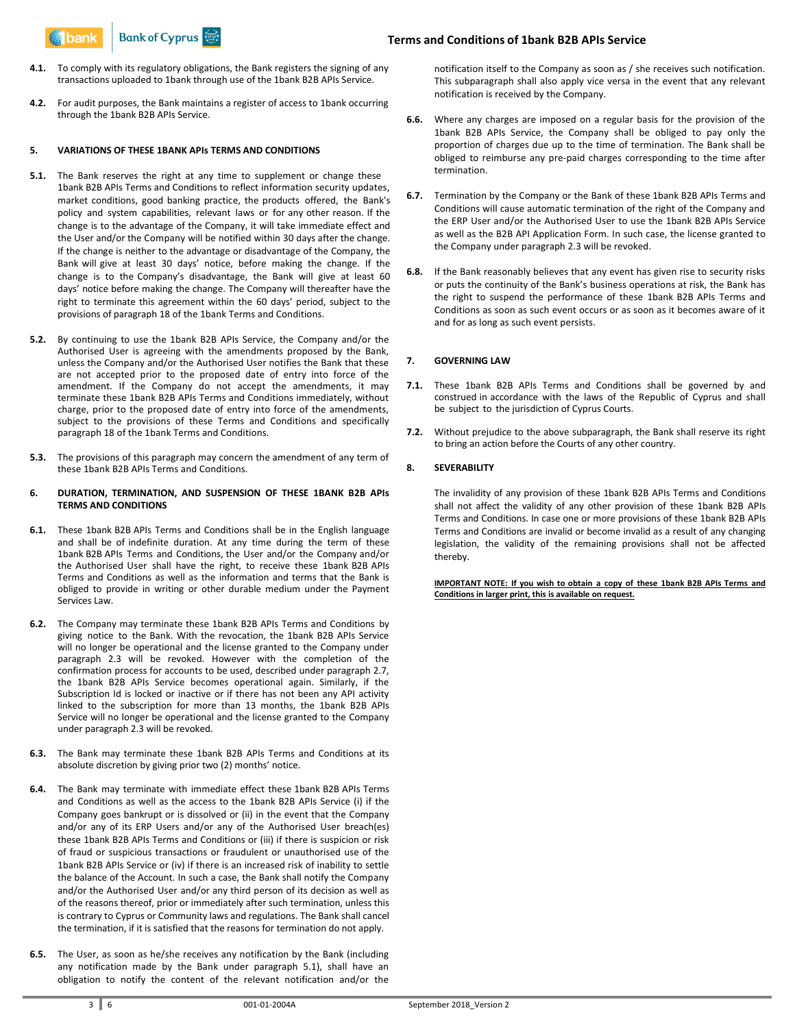**4.1.** To comply with its regulatory obligations, the Bank registers the signing of any transactions uploaded to 1bank through use of the 1bank B2B APIs Service.

**4.2.** For audit purposes, the Bank maintains a register of access to 1bank occurring through the 1bank B2B APIs Service.

## 5. VARIATIONS OF THESE 1BANK APIs TERMS AND CONDITIONS

**5.1.** The Bank reserves the right at any time to supplement or change these 1bank B2B APIs Terms and Conditions to reflect information security updates, market conditions, good banking practice, the products offered, the Bank's policy and system capabilities, relevant laws or for any other reason. If the change is to the advantage of the Company, it will take immediate effect and the User and/or the Company will be notified within 30 days after the change. If the change is neither to the advantage or disadvantage of the Company, the Bank will give at least 30 days' notice, before making the change. If the change is to the Company's disadvantage, the Bank will give at least 60 days' notice before making the change. The Company will thereafter have the right to terminate this agreement within the 60 days' period, subject to the provisions of paragraph 18 of the 1bank Terms and Conditions.

**5.2.** By continuing to use the 1bank B2B APIs Service, the Company and/or the Authorised User is agreeing with the amendments proposed by the Bank, unless the Company and/or the Authorised User notifies the Bank that these are not accepted prior to the proposed date of entry into force of the amendment. If the Company do not accept the amendments, it may terminate these 1bank B2B APIs Terms and Conditions immediately, without charge, prior to the proposed date of entry into force of the amendments, subject to the provisions of these Terms and Conditions and specifically paragraph 18 of the 1bank Terms and Conditions.

**5.3.** The provisions of this paragraph may concern the amendment of any term of these 1bank B2B APIs Terms and Conditions.

## 6. DURATION, TERMINATION, AND SUSPENSION OF THESE 1BANK B2B APIs TERMS AND CONDITIONS

**6.1.** These 1bank B2B APIs Terms and Conditions shall be in the English language and shall be of indefinite duration. At any time during the term of these 1bank B2B APIs Terms and Conditions, the User and/or the Company and/or the Authorised User shall have the right, to receive these 1bank B2B APIs Terms and Conditions as well as the information and terms that the Bank is obliged to provide in writing or other durable medium under the Payment Services Law.

**6.2.** The Company may terminate these 1bank B2B APIs Terms and Conditions by giving notice to the Bank. With the revocation, the 1bank B2B APIs Service will no longer be operational and the license granted to the Company under paragraph 2.3 will be revoked. However with the completion of the confirmation process for accounts to be used, described under paragraph 2.7, the 1bank B2B APIs Service becomes operational again. Similarly, if the Subscription Id is locked or inactive or if there has not been any API activity linked to the subscription for more than 13 months, the 1bank B2B APIs Service will no longer be operational and the license granted to the Company under paragraph 2.3 will be revoked.

**6.3.** The Bank may terminate these 1bank B2B APIs Terms and Conditions at its absolute discretion by giving prior two (2) months' notice.

**6.4.** The Bank may terminate with immediate effect these 1bank B2B APIs Terms and Conditions as well as the access to the 1bank B2B APIs Service (i) if the Company goes bankrupt or is dissolved or (ii) in the event that the Company and/or any of its ERP Users and/or any of the Authorised User breach(es) these 1bank B2B APIs Terms and Conditions or (iii) if there is suspicion or risk of fraud or suspicious transactions or fraudulent or unauthorised use of the 1bank B2B APIs Service or (iv) if there is an increased risk of inability to settle the balance of the Account. In such a case, the Bank shall notify the Company and/or the Authorised User and/or any third person of its decision as well as of the reasons thereof, prior or immediately after such termination, unless this is contrary to Cyprus or Community laws and regulations. The Bank shall cancel the termination, if it is satisfied that the reasons for termination do not apply.

**6.5.** The User, as soon as he/she receives any notification by the Bank (including any notification made by the Bank under paragraph 5.1), shall have an obligation to notify the content of the relevant notification and/or the notification itself to the Company as soon as / she receives such notification. This subparagraph shall also apply vice versa in the event that any relevant notification is received by the Company.

**6.6.** Where any charges are imposed on a regular basis for the provision of the 1bank B2B APIs Service, the Company shall be obliged to pay only the proportion of charges due up to the time of termination. The Bank shall be obliged to reimburse any pre-paid charges corresponding to the time after termination.

**6.7.** Termination by the Company or the Bank of these 1bank B2B APIs Terms and Conditions will cause automatic termination of the right of the Company and the ERP User and/or the Authorised User to use the 1bank B2B APIs Service as well as the B2B API Application Form. In such case, the license granted to the Company under paragraph 2.3 will be revoked.

**6.8.** If the Bank reasonably believes that any event has given rise to security risks or puts the continuity of the Bank's business operations at risk, the Bank has the right to suspend the performance of these 1bank B2B APIs Terms and Conditions as soon as such event occurs or as soon as it becomes aware of it and for as long as such event persists.

## 7. GOVERNING LAW

**7.1.** These 1bank B2B APIs Terms and Conditions shall be governed by and construed in accordance with the laws of the Republic of Cyprus and shall be subject to the jurisdiction of Cyprus Courts.

**7.2.** Without prejudice to the above subparagraph, the Bank shall reserve its right to bring an action before the Courts of any other country.

## 8. SEVERABILITY

The invalidity of any provision of these 1bank B2B APIs Terms and Conditions shall not affect the validity of any other provision of these 1bank B2B APIs Terms and Conditions. In case one or more provisions of these 1bank B2B APIs Terms and Conditions are invalid or become invalid as a result of any changing legislation, the validity of the remaining provisions shall not be affected thereby.

**IMPORTANT NOTE: If you wish to obtain a copy of these 1bank B2B APIs Terms and Conditions in larger print, this is available on request.**